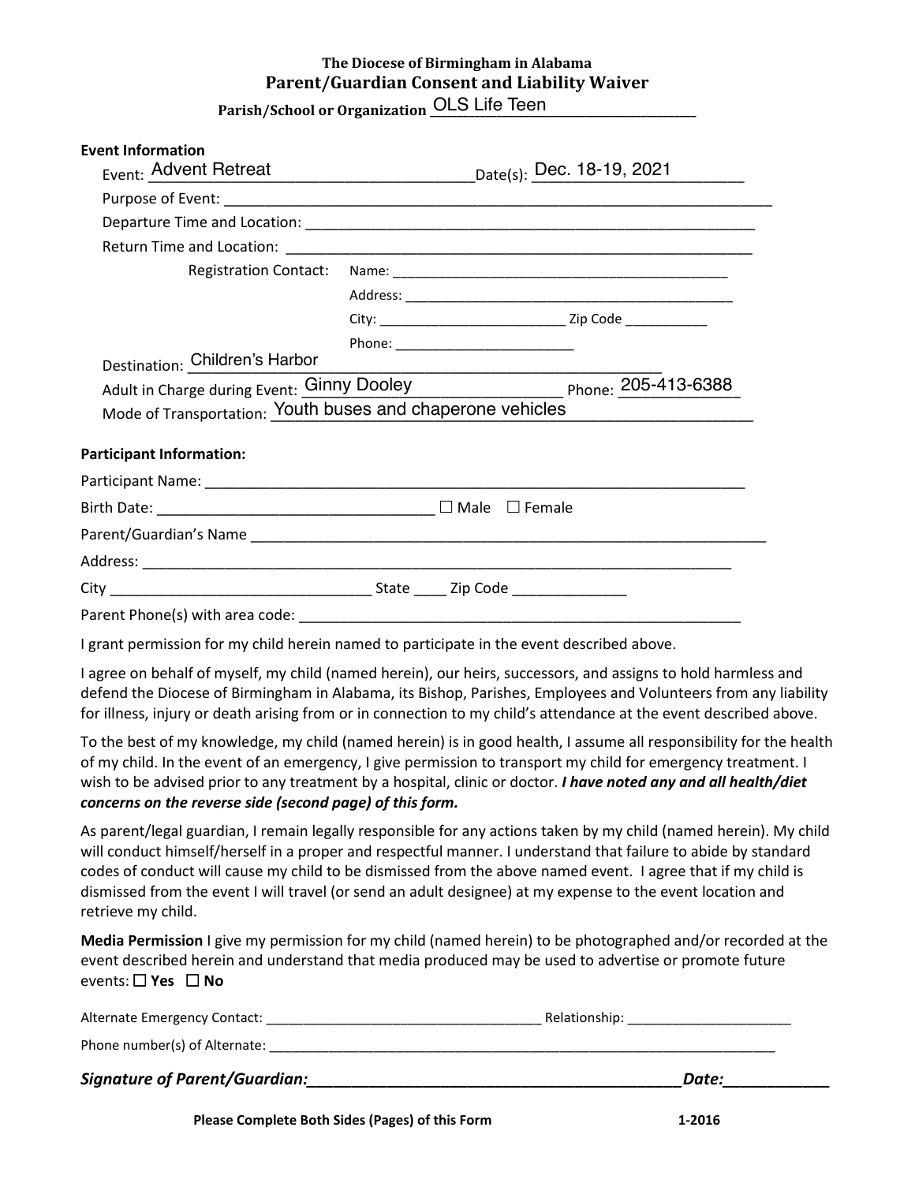**The Diocese of Birmingham in Alabama**

# Parent/Guardian Consent and Liability Waiver

**Parish/School or Organization** OLS Life Teen

**Event Information**

Event: Advent Retreat Date(s): Dec. 18-19, 2021

Purpose of Event: ___________________________

Departure Time and Location: ___________________________

Return Time and Location: ___________________________

Registration Contact:
- Name: ___________________________
- Address: ___________________________
- City: ______________ Zip Code __________
- Phone: ______________

Destination: Children's Harbor

Adult in Charge during Event: Ginny Dooley Phone: 205-413-6388

Mode of Transportation: Youth buses and chaperone vehicles

**Participant Information:**

Participant Name: ___________________________

Birth Date: ______________ ☐ Male ☐ Female

Parent/Guardian's Name ___________________________

Address: ___________________________

City ______________ State ____ Zip Code __________

Parent Phone(s) with area code: ___________________________

I grant permission for my child herein named to participate in the event described above.

I agree on behalf of myself, my child (named herein), our heirs, successors, and assigns to hold harmless and defend the Diocese of Birmingham in Alabama, its Bishop, Parishes, Employees and Volunteers from any liability for illness, injury or death arising from or in connection to my child's attendance at the event described above.

To the best of my knowledge, my child (named herein) is in good health, I assume all responsibility for the health of my child. In the event of an emergency, I give permission to transport my child for emergency treatment. I wish to be advised prior to any treatment by a hospital, clinic or doctor. ***I have noted any and all health/diet concerns on the reverse side (second page) of this form.***

As parent/legal guardian, I remain legally responsible for any actions taken by my child (named herein). My child will conduct himself/herself in a proper and respectful manner. I understand that failure to abide by standard codes of conduct will cause my child to be dismissed from the above named event. I agree that if my child is dismissed from the event I will travel (or send an adult designee) at my expense to the event location and retrieve my child.

**Media Permission** I give my permission for my child (named herein) to be photographed and/or recorded at the event described herein and understand that media produced may be used to advertise or promote future events: ☐ **Yes** ☐ **No**

Alternate Emergency Contact: ______________ Relationship: ______________

Phone number(s) of Alternate: ___________________________

***Signature of Parent/Guardian:***___________________________***Date:***__________

**Please Complete Both Sides (Pages) of this Form** 1-2016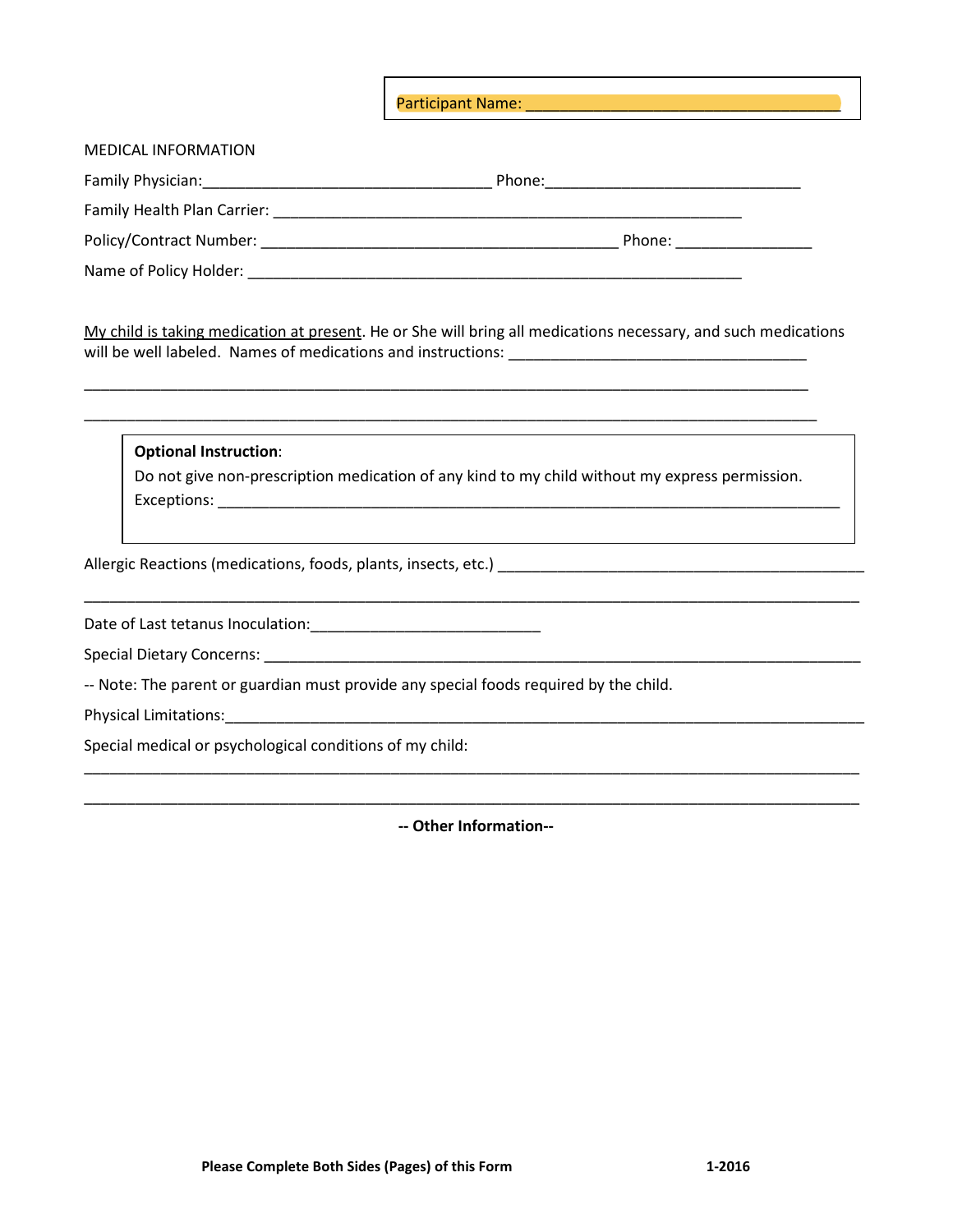Participant Name: ______________________________________

MEDICAL INFORMATION

Family Physician:__________________________________ Phone:______________________________

Family Health Plan Carrier: _________________________________________________________

Policy/Contract Number: __________________________________________ Phone: ________________

Name of Policy Holder: ___________________________________________________________

<u>My child is taking medication at present</u>. He or She will bring all medications necessary, and such medications will be well labeled. Names of medications and instructions: ___________________________________

_____________________________________________________________________________________

_____________________________________________________________________________________

> **Optional Instruction**:
> Do not give non-prescription medication of any kind to my child without my express permission.
> Exceptions: __________________________________________________________________________

Allergic Reactions (medications, foods, plants, insects, etc.) ____________________________________________

_____________________________________________________________________________________________

Date of Last tetanus Inoculation:___________________________

Special Dietary Concerns: ___________________________________________________________________________

-- Note: The parent or guardian must provide any special foods required by the child.

Physical Limitations:_________________________________________________________________________________

Special medical or psychological conditions of my child:

_____________________________________________________________________________________________

_____________________________________________________________________________________________

**-- Other Information--**

**Please Complete Both Sides (Pages) of this Form** 1-2016